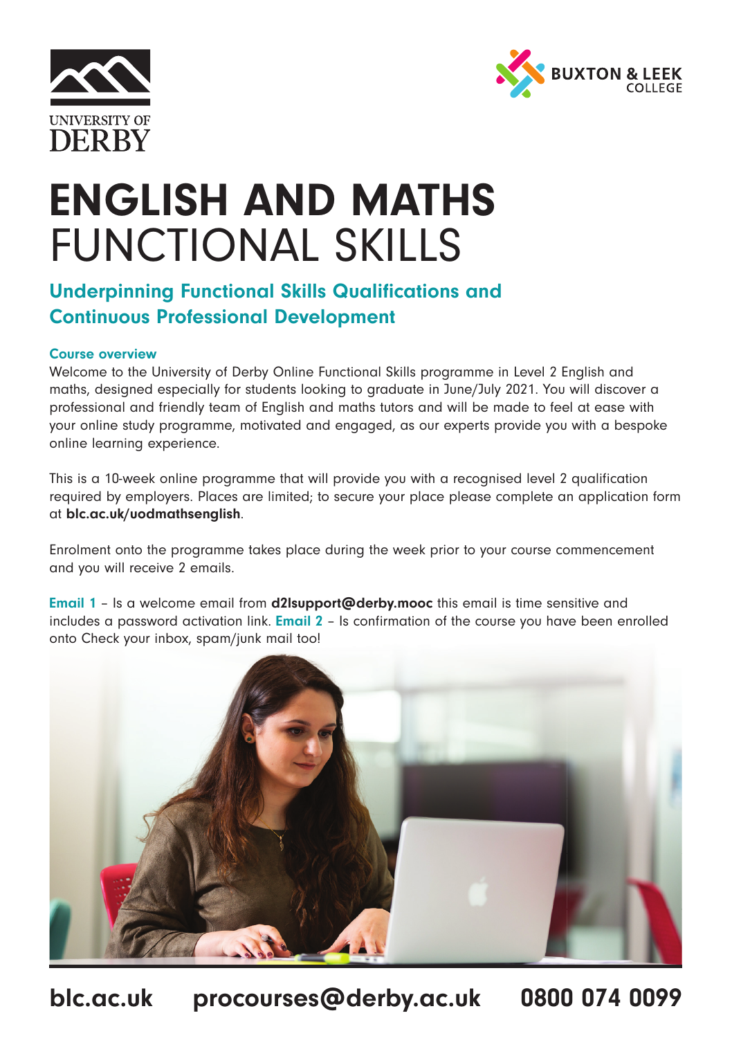UNIVERSITY OF DERBY

BUXTON & LEEK COLLEGE

# ENGLISH AND MATHS FUNCTIONAL SKILLS

## Underpinning Functional Skills Qualifications and Continuous Professional Development

### Course overview

Welcome to the University of Derby Online Functional Skills programme in Level 2 English and maths, designed especially for students looking to graduate in June/July 2021. You will discover a professional and friendly team of English and maths tutors and will be made to feel at ease with your online study programme, motivated and engaged, as our experts provide you with a bespoke online learning experience.

This is a 10-week online programme that will provide you with a recognised level 2 qualification required by employers. Places are limited; to secure your place please complete an application form at **blc.ac.uk/uodmathsenglish**.

Enrolment onto the programme takes place during the week prior to your course commencement and you will receive 2 emails.

**Email 1** – Is a welcome email from **d2lsupport@derby.mooc** this email is time sensitive and includes a password activation link. **Email 2** – Is confirmation of the course you have been enrolled onto Check your inbox, spam/junk mail too!

**blc.ac.uk procourses@derby.ac.uk 0800 074 0099**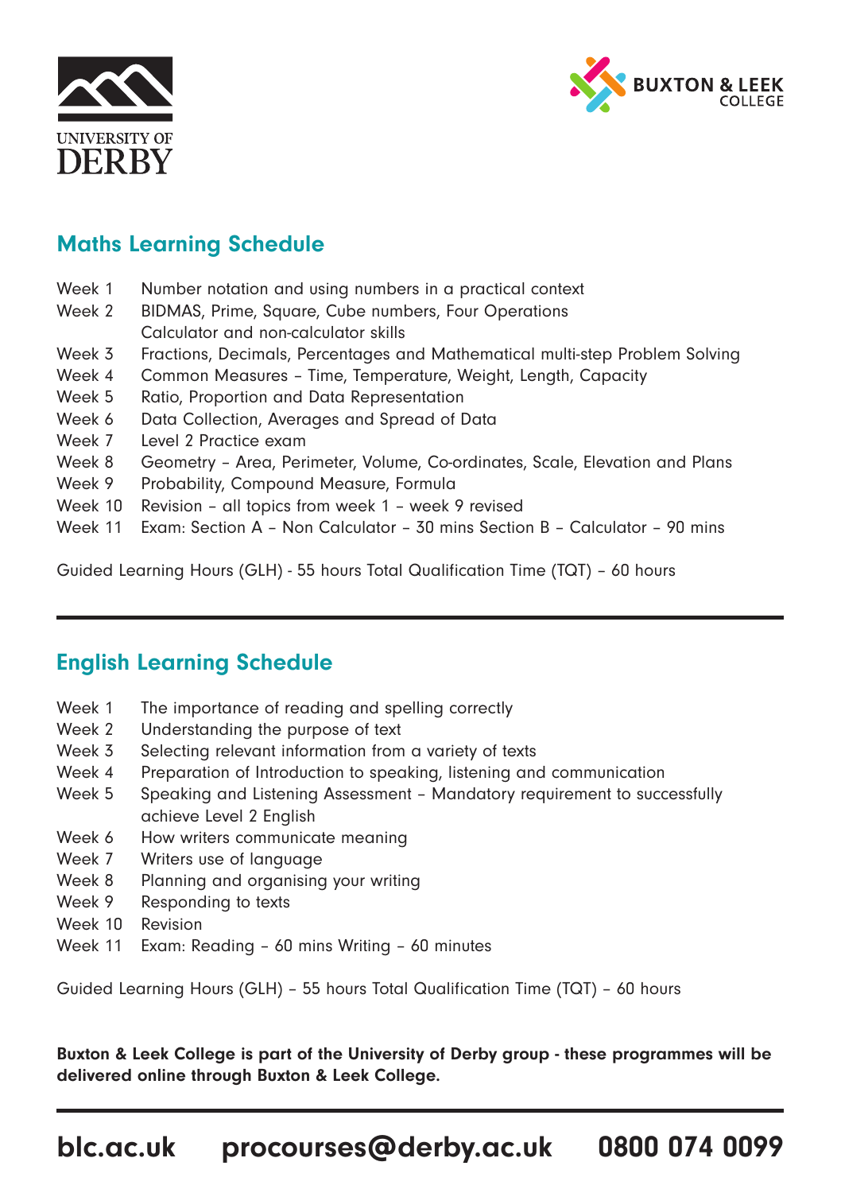UNIVERSITY OF DERBY

BUXTON & LEEK COLLEGE

## Maths Learning Schedule

| | |
|---|---|
| Week 1 | Number notation and using numbers in a practical context |
| Week 2 | BIDMAS, Prime, Square, Cube numbers, Four Operations Calculator and non-calculator skills |
| Week 3 | Fractions, Decimals, Percentages and Mathematical multi-step Problem Solving |
| Week 4 | Common Measures – Time, Temperature, Weight, Length, Capacity |
| Week 5 | Ratio, Proportion and Data Representation |
| Week 6 | Data Collection, Averages and Spread of Data |
| Week 7 | Level 2 Practice exam |
| Week 8 | Geometry – Area, Perimeter, Volume, Co-ordinates, Scale, Elevation and Plans |
| Week 9 | Probability, Compound Measure, Formula |
| Week 10 | Revision – all topics from week 1 – week 9 revised |
| Week 11 | Exam: Section A – Non Calculator – 30 mins Section B – Calculator – 90 mins |

Guided Learning Hours (GLH) - 55 hours Total Qualification Time (TQT) – 60 hours

---

## English Learning Schedule

| | |
|---|---|
| Week 1 | The importance of reading and spelling correctly |
| Week 2 | Understanding the purpose of text |
| Week 3 | Selecting relevant information from a variety of texts |
| Week 4 | Preparation of Introduction to speaking, listening and communication |
| Week 5 | Speaking and Listening Assessment – Mandatory requirement to successfully achieve Level 2 English |
| Week 6 | How writers communicate meaning |
| Week 7 | Writers use of language |
| Week 8 | Planning and organising your writing |
| Week 9 | Responding to texts |
| Week 10 | Revision |
| Week 11 | Exam: Reading – 60 mins Writing – 60 minutes |

Guided Learning Hours (GLH) – 55 hours Total Qualification Time (TQT) – 60 hours

**Buxton & Leek College is part of the University of Derby group - these programmes will be delivered online through Buxton & Leek College.**

---

**blc.ac.uk procourses@derby.ac.uk 0800 074 0099**